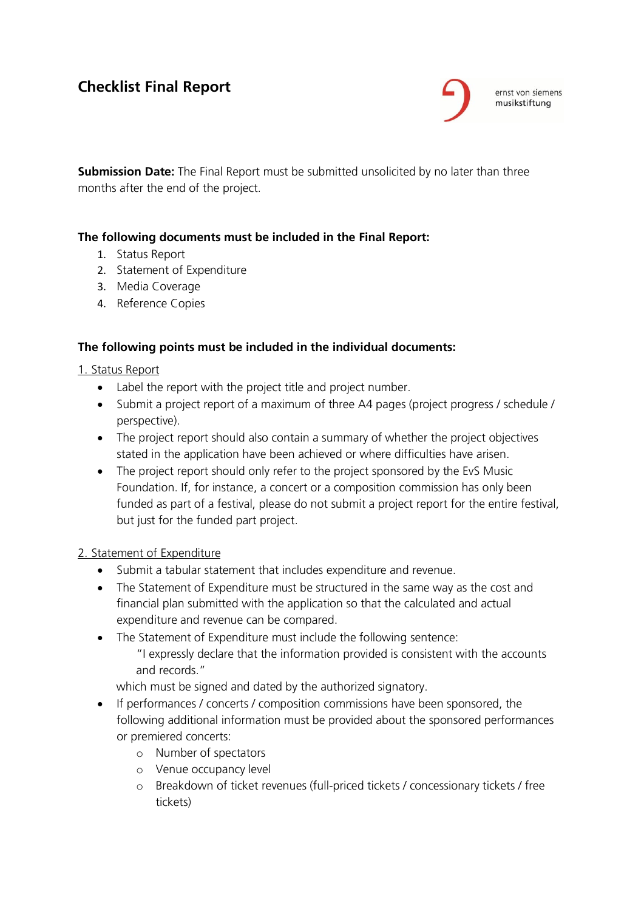# Checklist Final Report

ernst von siemens
musikstiftung

**Submission Date:** The Final Report must be submitted unsolicited by no later than three months after the end of the project.

**The following documents must be included in the Final Report:**

1. Status Report
2. Statement of Expenditure
3. Media Coverage
4. Reference Copies

**The following points must be included in the individual documents:**

1. Status Report

- Label the report with the project title and project number.
- Submit a project report of a maximum of three A4 pages (project progress / schedule / perspective).
- The project report should also contain a summary of whether the project objectives stated in the application have been achieved or where difficulties have arisen.
- The project report should only refer to the project sponsored by the EvS Music Foundation. If, for instance, a concert or a composition commission has only been funded as part of a festival, please do not submit a project report for the entire festival, but just for the funded part project.

2. Statement of Expenditure

- Submit a tabular statement that includes expenditure and revenue.
- The Statement of Expenditure must be structured in the same way as the cost and financial plan submitted with the application so that the calculated and actual expenditure and revenue can be compared.
- The Statement of Expenditure must include the following sentence:

  "I expressly declare that the information provided is consistent with the accounts and records."

  which must be signed and dated by the authorized signatory.
- If performances / concerts / composition commissions have been sponsored, the following additional information must be provided about the sponsored performances or premiered concerts:
  - Number of spectators
  - Venue occupancy level
  - Breakdown of ticket revenues (full-priced tickets / concessionary tickets / free tickets)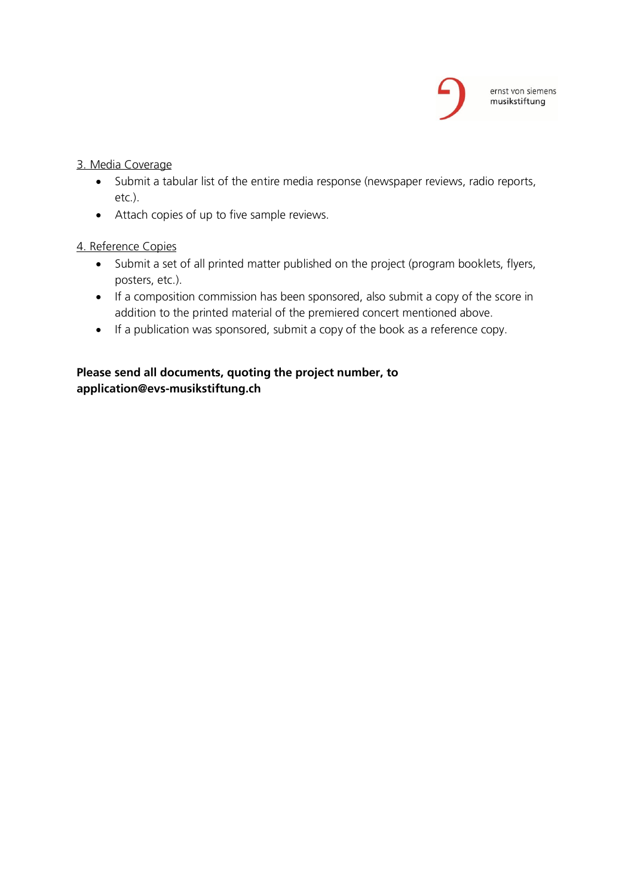3. Media Coverage

- Submit a tabular list of the entire media response (newspaper reviews, radio reports, etc.).
- Attach copies of up to five sample reviews.

4. Reference Copies

- Submit a set of all printed matter published on the project (program booklets, flyers, posters, etc.).
- If a composition commission has been sponsored, also submit a copy of the score in addition to the printed material of the premiered concert mentioned above.
- If a publication was sponsored, submit a copy of the book as a reference copy.

**Please send all documents, quoting the project number, to application@evs-musikstiftung.ch**